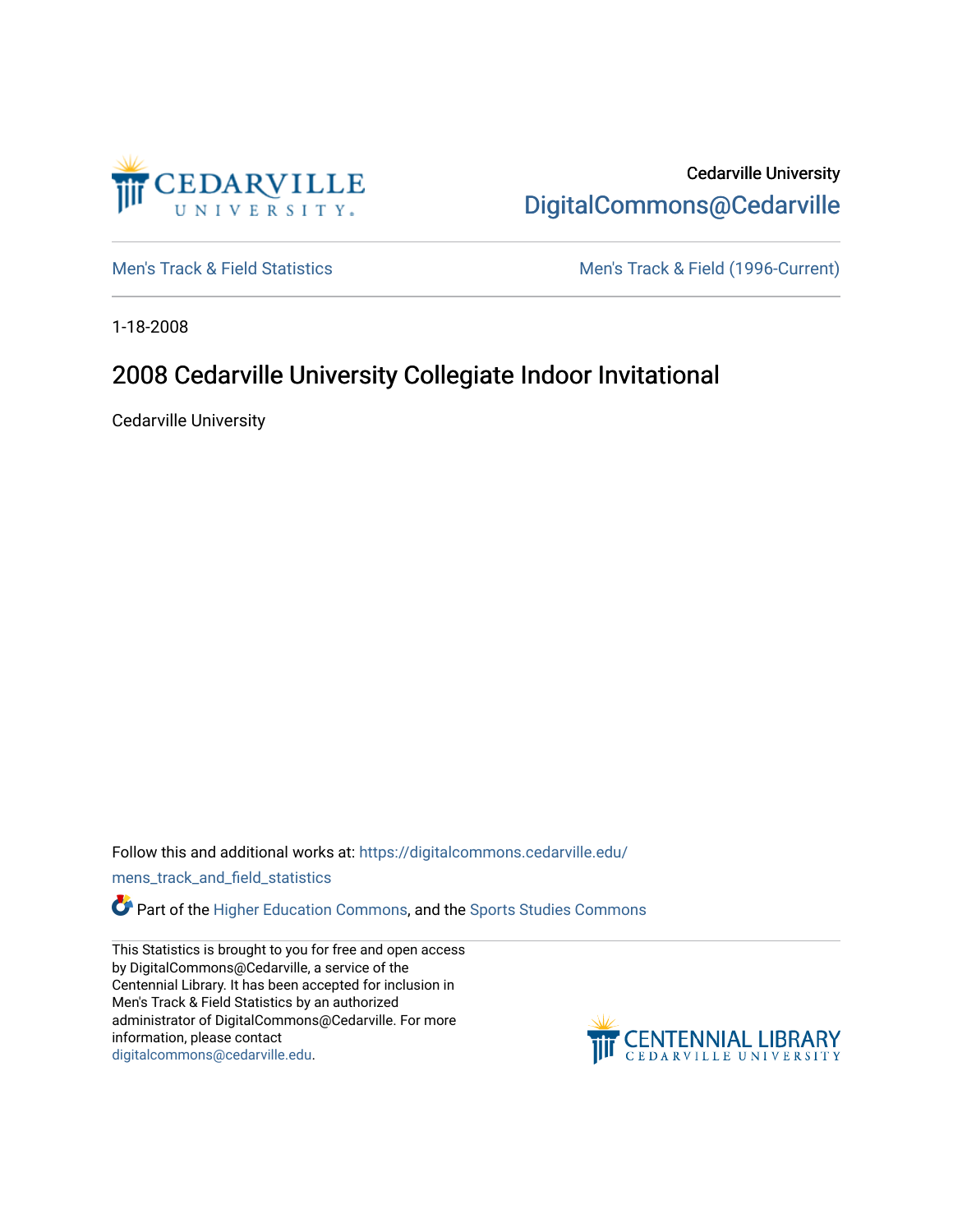Cedarville University

DigitalCommons@Cedarville

Men's Track & Field Statistics | Men's Track & Field (1996-Current)

1-18-2008

# 2008 Cedarville University Collegiate Indoor Invitational

Cedarville University

Follow this and additional works at: https://digitalcommons.cedarville.edu/mens_track_and_field_statistics

Part of the Higher Education Commons, and the Sports Studies Commons

This Statistics is brought to you for free and open access by DigitalCommons@Cedarville, a service of the Centennial Library. It has been accepted for inclusion in Men's Track & Field Statistics by an authorized administrator of DigitalCommons@Cedarville. For more information, please contact digitalcommons@cedarville.edu.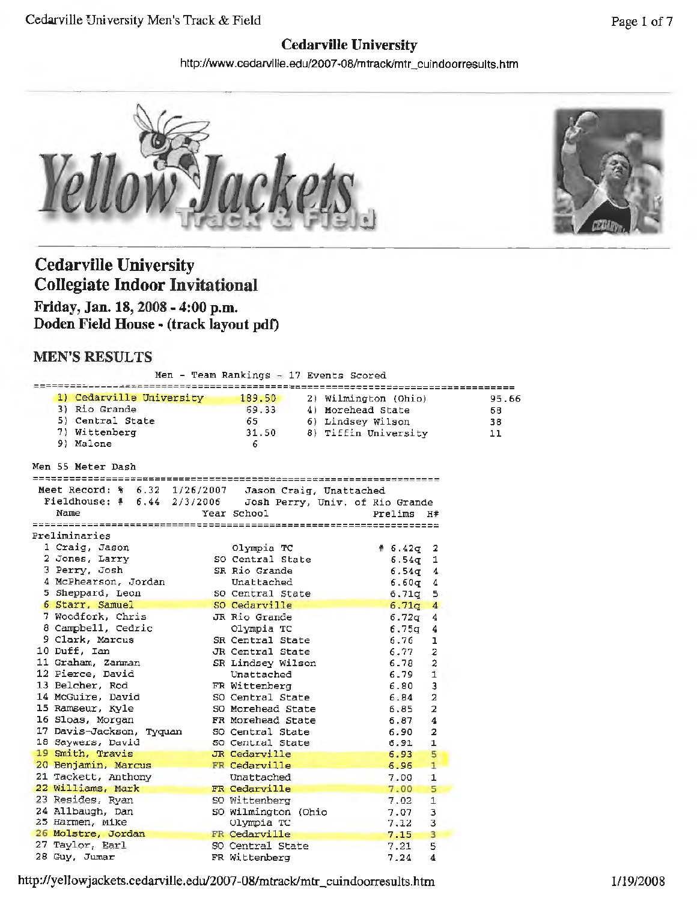## Cedarville University

http://www.cedarville.edu/2007-08/mtrack/mtr_cuindoorresults.htm

# Cedarville University Collegiate Indoor Invitational

**Friday, Jan. 18, 2008 - 4:00 p.m.**
**Doden Field House - (track layout pdf)**

## MEN'S RESULTS

Men - Team Rankings - 17 Events Scored

| Rank | Team | Points | Rank | Team | Points |
|---|---|---|---|---|---|
| 1) | Cedarville University | 189.50 | 2) | Wilmington (Ohio) | 95.66 |
| 3) | Rio Grande | 69.33 | 4) | Morehead State | 68 |
| 5) | Central State | 65 | 6) | Lindsey Wilson | 38 |
| 7) | Wittenberg | 31.50 | 8) | Tiffin University | 11 |
| 9) | Malone | 6 | | | |

Men 55 Meter Dash

Meet Record: % 6.32 1/26/2007 Jason Craig, Unattached
Fieldhouse: # 6.44 2/3/2006 Josh Perry, Univ. of Rio Grande

Preliminaries

| Place | Name | Year | School | Prelims | H# |
|---|---|---|---|---|---|
| 1 | Craig, Jason | | Olympia TC | # 6.42q | 2 |
| 2 | Jones, Larry | SO | Central State | 6.54q | 1 |
| 3 | Perry, Josh | SR | Rio Grande | 6.54q | 4 |
| 4 | McPhearson, Jordan | | Unattached | 6.60q | 4 |
| 5 | Sheppard, Leon | SO | Central State | 6.71q | 5 |
| 6 | Starr, Samuel | SO | Cedarville | 6.71q | 4 |
| 7 | Woodfork, Chris | JR | Rio Grande | 6.72q | 4 |
| 8 | Campbell, Cedric | | Olympia TC | 6.75q | 4 |
| 9 | Clark, Marcus | SR | Central State | 6.76 | 1 |
| 10 | Duff, Ian | JR | Central State | 6.77 | 2 |
| 11 | Graham, Zamman | SR | Lindsey Wilson | 6.78 | 2 |
| 12 | Pierce, David | | Unattached | 6.79 | 1 |
| 13 | Belcher, Rod | FR | Wittenberg | 6.80 | 3 |
| 14 | McGuire, David | SO | Central State | 6.84 | 2 |
| 15 | Ramseur, Kyle | SO | Morehead State | 6.85 | 2 |
| 16 | Sloas, Morgan | FR | Morehead State | 6.87 | 4 |
| 17 | Davis-Jackson, Tyquan | SO | Central State | 6.90 | 2 |
| 18 | Saywers, David | SO | Central State | 6.91 | 1 |
| 19 | Smith, Travis | JR | Cedarville | 6.93 | 5 |
| 20 | Benjamin, Marcus | FR | Cedarville | 6.96 | 1 |
| 21 | Tackett, Anthony | | Unattached | 7.00 | 1 |
| 22 | Williams, Mark | FR | Cedarville | 7.00 | 5 |
| 23 | Resides, Ryan | SO | Wittenberg | 7.02 | 1 |
| 24 | Allbaugh, Dan | SO | Wilmington (Ohio | 7.07 | 3 |
| 25 | Harmen, Mike | | Olympia TC | 7.12 | 3 |
| 26 | Molstre, Jordan | FR | Cedarville | 7.15 | 3 |
| 27 | Taylor, Earl | SO | Central State | 7.21 | 5 |
| 28 | Guy, Jumar | FR | Wittenberg | 7.24 | 4 |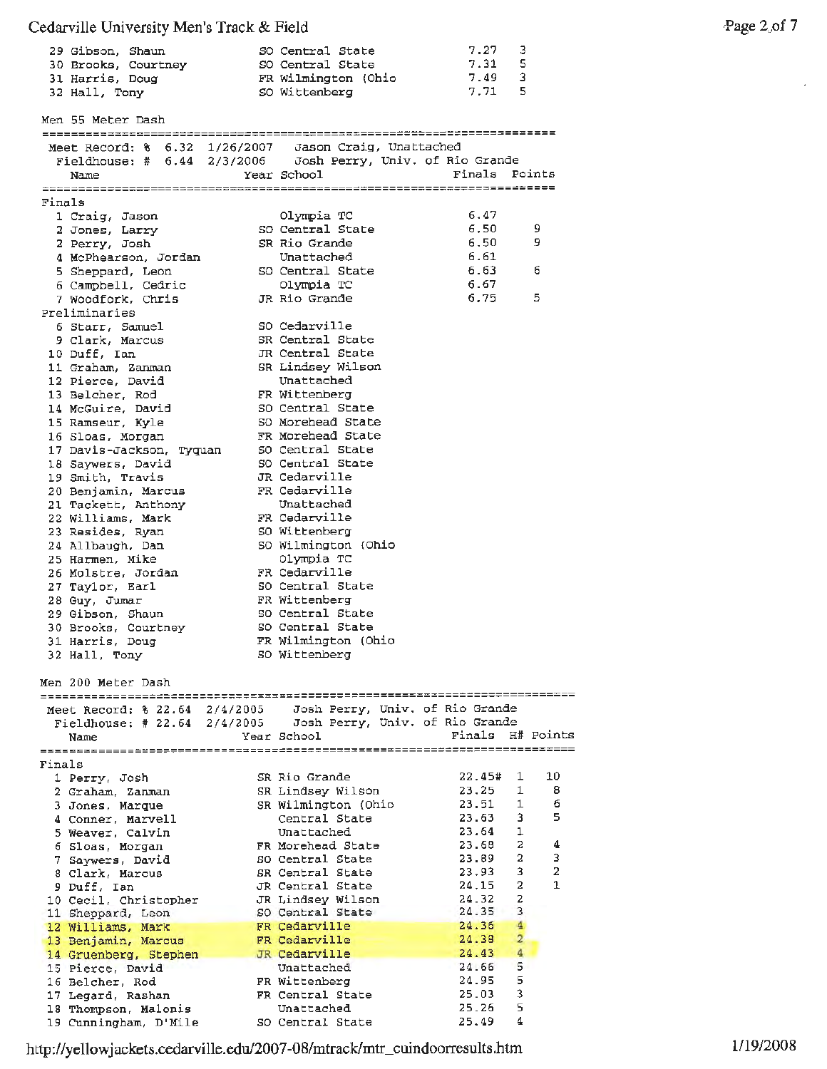| | Name | Year | School | Finals | H# |
|---|---|---|---|---|---|
| 29 | Gibson, Shaun | SO | Central State | 7.27 | 3 |
| 30 | Brooks, Courtney | SO | Central State | 7.31 | 5 |
| 31 | Harris, Doug | FR | Wilmington (Ohio | 7.49 | 3 |
| 32 | Hall, Tony | SO | Wittenberg | 7.71 | 5 |

## Men 55 Meter Dash

Meet Record: % 6.32 1/26/2007 Jason Craig, Unattached
Fieldhouse: # 6.44 2/3/2006 Josh Perry, Univ. of Rio Grande

**Finals**

| | Name | Year | School | Finals | Points |
|---|---|---|---|---|---|
| 1 | Craig, Jason | | Olympia TC | 6.47 | |
| 2 | Jones, Larry | SO | Central State | 6.50 | 9 |
| 2 | Perry, Josh | SR | Rio Grande | 6.50 | 9 |
| 4 | McPhearson, Jordan | | Unattached | 6.61 | |
| 5 | Sheppard, Leon | SO | Central State | 6.63 | 6 |
| 6 | Campbell, Cedric | | Olympia TC | 6.67 | |
| 7 | Woodfork, Chris | JR | Rio Grande | 6.75 | 5 |

**Preliminaries**

| | Name | Year | School |
|---|---|---|---|
| 6 | Starr, Samuel | SO | Cedarville |
| 9 | Clark, Marcus | SR | Central State |
| 10 | Duff, Ian | JR | Central State |
| 11 | Graham, Zanman | SR | Lindsey Wilson |
| 12 | Pierce, David | | Unattached |
| 13 | Belcher, Rod | FR | Wittenberg |
| 14 | McGuire, David | SO | Central State |
| 15 | Ramseur, Kyle | SO | Morehead State |
| 16 | Sloas, Morgan | FR | Morehead State |
| 17 | Davis-Jackson, Tyquan | SO | Central State |
| 18 | Saywers, David | SO | Central State |
| 19 | Smith, Travis | JR | Cedarville |
| 20 | Benjamin, Marcus | FR | Cedarville |
| 21 | Tackett, Anthony | | Unattached |
| 22 | Williams, Mark | FR | Cedarville |
| 23 | Resides, Ryan | SO | Wittenberg |
| 24 | Allbaugh, Dan | SO | Wilmington (Ohio |
| 25 | Harmen, Mike | | Olympia TC |
| 26 | Molstre, Jordan | FR | Cedarville |
| 27 | Taylor, Earl | SO | Central State |
| 28 | Guy, Jumar | FR | Wittenberg |
| 29 | Gibson, Shaun | SO | Central State |
| 30 | Brooks, Courtney | SO | Central State |
| 31 | Harris, Doug | FR | Wilmington (Ohio |
| 32 | Hall, Tony | SO | Wittenberg |

## Men 200 Meter Dash

Meet Record: % 22.64 2/4/2005 Josh Perry, Univ. of Rio Grande
Fieldhouse: # 22.64 2/4/2005 Josh Perry, Univ. of Rio Grande

**Finals**

| | Name | Year | School | Finals | H# | Points |
|---|---|---|---|---|---|---|
| 1 | Perry, Josh | SR | Rio Grande | 22.45# | 1 | 10 |
| 2 | Graham, Zanman | SR | Lindsey Wilson | 23.25 | 1 | 8 |
| 3 | Jones, Marque | SR | Wilmington (Ohio | 23.51 | 1 | 6 |
| 4 | Conner, Marvell | | Central State | 23.63 | 3 | 5 |
| 5 | Weaver, Calvin | | Unattached | 23.64 | 1 | |
| 6 | Sloas, Morgan | FR | Morehead State | 23.68 | 2 | 4 |
| 7 | Saywers, David | SO | Central State | 23.89 | 2 | 3 |
| 8 | Clark, Marcus | SR | Central State | 23.93 | 3 | 2 |
| 9 | Duff, Ian | JR | Central State | 24.15 | 2 | 1 |
| 10 | Cecil, Christopher | JR | Lindsey Wilson | 24.32 | 2 | |
| 11 | Sheppard, Leon | SO | Central State | 24.35 | 3 | |
| 12 | Williams, Mark | FR | Cedarville | 24.36 | 4 | |
| 13 | Benjamin, Marcus | FR | Cedarville | 24.38 | 2 | |
| 14 | Gruenberg, Stephen | JR | Cedarville | 24.43 | 4 | |
| 15 | Pierce, David | | Unattached | 24.66 | 5 | |
| 16 | Belcher, Rod | FR | Wittenberg | 24.95 | 5 | |
| 17 | Legard, Rashan | FR | Central State | 25.03 | 3 | |
| 18 | Thompson, Malonis | | Unattached | 25.26 | 5 | |
| 19 | Cunningham, D'Mile | SO | Central State | 25.49 | 4 | |

http://yellowjackets.cedarville.edu/2007-08/mtrack/mtr_cuindoorresults.htm 1/19/2008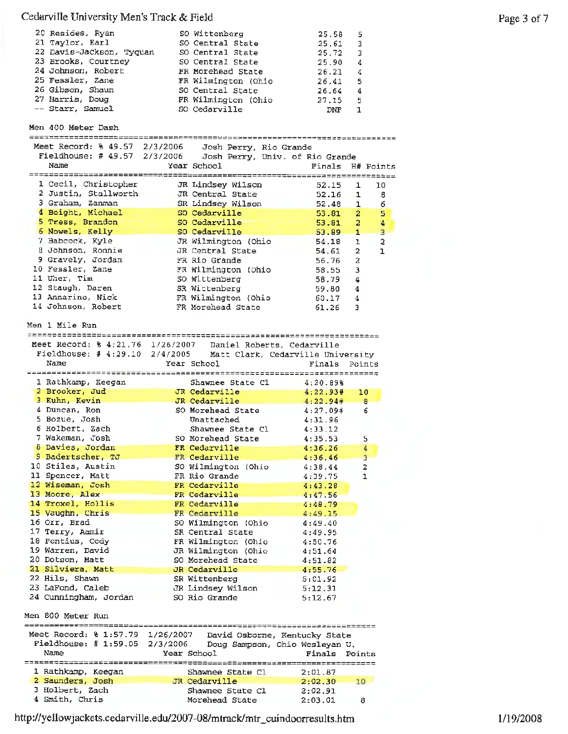| Place | Name | Year | School | Finals | H# |
|---|---|---|---|---|---|
| 20 | Resides, Ryan | SO | Wittenberg | 25.58 | 5 |
| 21 | Taylor, Earl | SO | Central State | 25.61 | 3 |
| 22 | Davis-Jackson, Tyquan | SO | Central State | 25.72 | 3 |
| 23 | Brooks, Courtney | SO | Central State | 25.90 | 4 |
| 24 | Johnson, Robert | FR | Morehead State | 26.21 | 4 |
| 25 | Fessler, Zane | FR | Wilmington (Ohio | 26.41 | 5 |
| 26 | Gibson, Shaun | SO | Central State | 26.64 | 4 |
| 27 | Harris, Doug | FR | Wilmington (Ohio | 27.15 | 5 |
| -- | Starr, Samuel | SO | Cedarville | DNF | 1 |

## Men 400 Meter Dash

Meet Record: % 49.57 2/3/2006 Josh Perry, Rio Grande
Fieldhouse: # 49.57 2/3/2006 Josh Perry, Univ. of Rio Grande

| Place | Name | Year | School | Finals | H# | Points |
|---|---|---|---|---|---|---|
| 1 | Cecil, Christopher | JR | Lindsey Wilson | 52.15 | 1 | 10 |
| 2 | Justin, Stallworth | JR | Central State | 52.16 | 1 | 8 |
| 3 | Graham, Zanman | SR | Lindsey Wilson | 52.48 | 1 | 6 |
| 4 | Beight, Michael | SO | Cedarville | 53.81 | 2 | 5 |
| 5 | Tress, Brandon | SO | Cedarville | 53.81 | 2 | 4 |
| 6 | Nowels, Kelly | SO | Cedarville | 53.89 | 1 | 3 |
| 7 | Babcock, Kyle | JR | Wilmington (Ohio | 54.18 | 1 | 2 |
| 8 | Johnson, Ronnie | JR | Central State | 54.61 | 2 | 1 |
| 9 | Gravely, Jordan | FR | Rio Grande | 56.76 | 2 | |
| 10 | Fessler, Zane | FR | Wilmington (Ohio | 58.55 | 3 | |
| 11 | Uher, Tim | SO | Wittenberg | 58.79 | 4 | |
| 12 | Staugh, Daren | SR | Wittenberg | 59.80 | 4 | |
| 13 | Annarino, Nick | FR | Wilmington (Ohio | 60.17 | 4 | |
| 14 | Johnson, Robert | FR | Morehead State | 61.26 | 3 | |

## Men 1 Mile Run

Meet Record: % 4:21.76 1/26/2007 Daniel Roberts, Cedarville
Fieldhouse: # 4:29.10 2/4/2005 Matt Clark, Cedarville University

| Place | Name | Year | School | Finals | Points |
|---|---|---|---|---|---|
| 1 | Rathkamp, Keegan | | Shawnee State Cl | 4:20.89% | |
| 2 | Brooker, Jud | JR | Cedarville | 4:22.93# | 10 |
| 3 | Kuhn, Kevin | JR | Cedarville | 4:22.94# | 8 |
| 4 | Duncan, Ron | SO | Morehead State | 4:27.09# | 6 |
| 5 | Bozue, Josh | | Unattached | 4:31.96 | |
| 6 | Holbert, Zach | | Shawnee State Cl | 4:33.12 | |
| 7 | Wakeman, Josh | SO | Morehead State | 4:35.53 | 5 |
| 8 | Davies, Jordan | FR | Cedarville | 4:36.26 | 4 |
| 9 | Badertscher, TJ | FR | Cedarville | 4:36.46 | 3 |
| 10 | Stiles, Austin | SO | Wilmington (Ohio | 4:38.44 | 2 |
| 11 | Spencer, Matt | FR | Rio Grande | 4:39.75 | 1 |
| 12 | Wiseman, Josh | FR | Cedarville | 4:43.28 | |
| 13 | Moore, Alex | FR | Cedarville | 4:47.56 | |
| 14 | Troxel, Hollis | FR | Cedarville | 4:48.79 | |
| 15 | Vaughn, Chris | FR | Cedarville | 4:49.15 | |
| 16 | Orr, Brad | SO | Wilmington (Ohio | 4:49.40 | |
| 17 | Terry, Aamir | SR | Central State | 4:49.95 | |
| 18 | Pontius, Cody | FR | Wilmington (Ohio | 4:50.76 | |
| 19 | Warren, David | JR | Wilmington (Ohio | 4:51.64 | |
| 20 | Dotson, Matt | SO | Morehead State | 4:51.82 | |
| 21 | Silviera, Matt | JR | Cedarville | 4:55.76 | |
| 22 | Hils, Shawn | SR | Wittenberg | 5:01.92 | |
| 23 | LaFond, Caleb | JR | Lindsey Wilson | 5:12.31 | |
| 24 | Cunningham, Jordan | SO | Rio Grande | 5:12.67 | |

## Men 800 Meter Run

Meet Record: % 1:57.79 1/26/2007 David Osborne, Kentucky State
Fieldhouse: # 1:59.05 2/3/2006 Doug Sampson, Ohio Wesleyan U.

| Place | Name | Year | School | Finals | Points |
|---|---|---|---|---|---|
| 1 | Rathkamp, Keegan | | Shawnee State Cl | 2:01.87 | |
| 2 | Saunders, Josh | JR | Cedarville | 2:02.30 | 10 |
| 3 | Holbert, Zach | | Shawnee State Cl | 2:02.91 | |
| 4 | Smith, Chris | | Morehead State | 2:03.01 | 8 |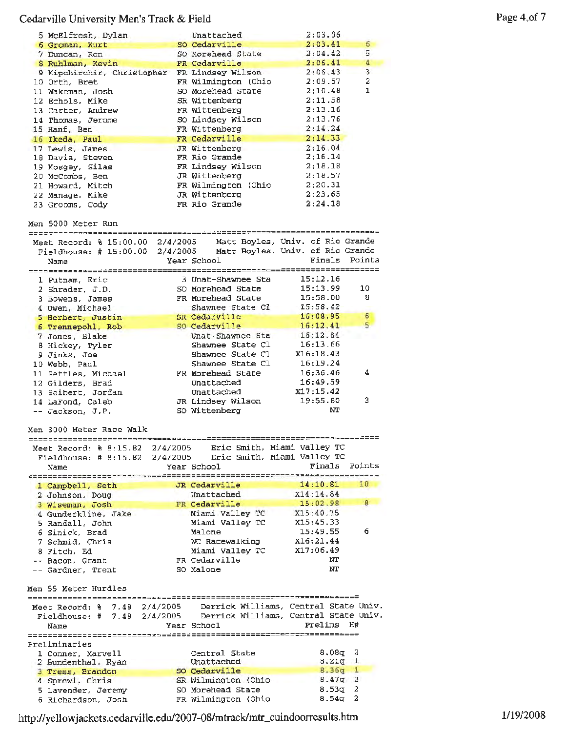| Place | Name | Year | School | Finals | Points |
|---|---|---|---|---|---|
| 5 | McElfresh, Dylan | | Unattached | 2:03.06 | |
| 6 | Groman, Kurt | SO | Cedarville | 2:03.41 | 6 |
| 7 | Duncan, Ron | SO | Morehead State | 2:04.42 | 5 |
| 8 | Ruhlman, Kevin | FR | Cedarville | 2:06.41 | 4 |
| 9 | Kipchirchir, Christopher | FR | Lindsey Wilson | 2:06.43 | 3 |
| 10 | Orth, Bret | FR | Wilmington (Ohio | 2:09.57 | 2 |
| 11 | Wakeman, Josh | SO | Morehead State | 2:10.48 | 1 |
| 12 | Echols, Mike | SR | Wittenberg | 2:11.58 | |
| 13 | Carter, Andrew | FR | Wittenberg | 2:13.16 | |
| 14 | Thomas, Jerome | SO | Lindsey Wilson | 2:13.76 | |
| 15 | Hanf, Ben | FR | Wittenberg | 2:14.24 | |
| 16 | Ikeda, Paul | FR | Cedarville | 2:14.33 | |
| 17 | Lewis, James | JR | Wittenberg | 2:16.04 | |
| 18 | Davis, Steven | FR | Rio Grande | 2:16.14 | |
| 19 | Kosgey, Silas | FR | Lindsey Wilson | 2:18.18 | |
| 20 | McCombs, Ben | JR | Wittenberg | 2:18.57 | |
| 21 | Howard, Mitch | FR | Wilmington (Ohio | 2:20.31 | |
| 22 | Manage, Mike | JR | Wittenberg | 2:23.65 | |
| 23 | Grooms, Cody | FR | Rio Grande | 2:24.18 | |

## Men 5000 Meter Run

Meet Record: % 15:00.00 2/4/2005 Matt Boyles, Univ. of Rio Grande
Fieldhouse: # 15:00.00 2/4/2005 Matt Boyles, Univ. of Rio Grande

| Place | Name | Year | School | Finals | Points |
|---|---|---|---|---|---|
| 1 | Putnam, Eric | 3 | Unat-Shawnee Sta | 15:12.16 | |
| 2 | Shrader, J.D. | SO | Morehead State | 15:13.99 | 10 |
| 3 | Bowens, James | FR | Morehead State | 15:58.00 | 8 |
| 4 | Owen, Michael | | Shawnee State Cl | 15:58.42 | |
| 5 | Herbert, Justin | SR | Cedarville | 16:08.95 | 6 |
| 6 | Trennepohl, Rob | SO | Cedarville | 16:12.41 | 5 |
| 7 | Jones, Blake | | Unat-Shawnee Sta | 16:12.84 | |
| 8 | Hickey, Tyler | | Shawnee State Cl | 16:13.66 | |
| 9 | Jinks, Joe | | Shawnee State Cl | X16:18.43 | |
| 10 | Webb, Paul | | Shawnee State Cl | 16:19.24 | |
| 11 | Settles, Michael | FR | Morehead State | 16:36.46 | 4 |
| 12 | Gilders, Brad | | Unattached | 16:49.59 | |
| 13 | Seibert, Jordan | | Unattached | X17:15.42 | |
| 14 | LaFond, Caleb | JR | Lindsey Wilson | 19:55.80 | 3 |
| -- | Jackson, J.P. | SO | Wittenberg | NT | |

## Men 3000 Meter Race Walk

Meet Record: % 8:15.82 2/4/2005 Eric Smith, Miami Valley TC
Fieldhouse: # 8:15.82 2/4/2005 Eric Smith, Miami Valley TC

| Place | Name | Year | School | Finals | Points |
|---|---|---|---|---|---|
| 1 | Campbell, Seth | JR | Cedarville | 14:10.81 | 10 |
| 2 | Johnson, Doug | | Unattached | X14:14.84 | |
| 3 | Wiseman, Josh | FR | Cedarville | 15:02.98 | 8 |
| 4 | Gunderkline, Jake | | Miami Valley TC | X15:40.75 | |
| 5 | Randall, John | | Miami Valley TC | X15:45.33 | |
| 6 | Sinick, Brad | | Malone | 15:49.55 | 6 |
| 7 | Schmid, Chris | | WC Racewalking | X16:21.44 | |
| 8 | Fitch, Ed | | Miami Valley TC | X17:06.49 | |
| -- | Bacon, Grant | FR | Cedarville | NT | |
| -- | Gardner, Trent | SO | Malone | NT | |

## Men 55 Meter Hurdles

Meet Record: % 7.48 2/4/2005 Derrick Williams, Central State Univ.
Fieldhouse: # 7.48 2/4/2005 Derrick Williams, Central State Univ.

Preliminaries

| Place | Name | Year | School | Prelims | H# |
|---|---|---|---|---|---|
| 1 | Conner, Marvell | | Central State | 8.08q | 2 |
| 2 | Bundenthal, Ryan | | Unattached | 8.21q | 1 |
| 3 | Tress, Brandon | SO | Cedarville | 8.36q | 1 |
| 4 | Sprowl, Chris | SR | Wilmington (Ohio | 8.47q | 2 |
| 5 | Lavender, Jeremy | SO | Morehead State | 8.53q | 2 |
| 6 | Richardson, Josh | FR | Wilmington (Ohio | 8.54q | 2 |

http://yellowjackets.cedarville.edu/2007-08/mtrack/mtr_cuindoorresults.htm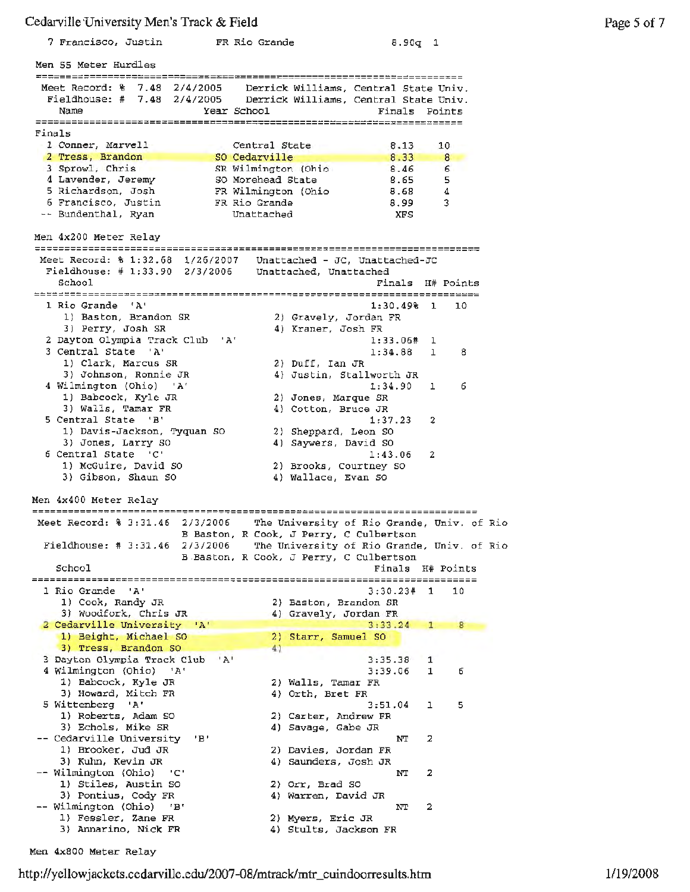| | | | | |
|---|---|---|---|---|
| 7 Francisco, Justin | FR Rio Grande | | 8.90q | 1 |

## Men 55 Meter Hurdles

Meet Record: % 7.48 2/4/2005 Derrick Williams, Central State Univ.
Fieldhouse: # 7.48 2/4/2005 Derrick Williams, Central State Univ.

**Finals**

| Name | Year | School | Finals | Points |
|---|---|---|---|---|
| 1 Conner, Marvell | | Central State | 8.13 | 10 |
| 2 Tress, Brandon | SO | Cedarville | 8.33 | 8 |
| 3 Sprowl, Chris | SR | Wilmington (Ohio | 8.46 | 6 |
| 4 Lavender, Jeremy | SO | Morehead State | 8.65 | 5 |
| 5 Richardson, Josh | FR | Wilmington (Ohio | 8.68 | 4 |
| 6 Francisco, Justin | FR | Rio Grande | 8.99 | 3 |
| -- Bundenthal, Ryan | | Unattached | XFS | |

## Men 4x200 Meter Relay

Meet Record: % 1:32.68 1/26/2007 Unattached - JC, Unattached-JC
Fieldhouse: # 1:33.90 2/3/2006 Unattached, Unattached

| School | Finals | H# | Points |
|---|---|---|---|
| 1 Rio Grande 'A' | 1:30.49% | 1 | 10 |
| 1) Baston, Brandon SR; 2) Gravely, Jordan FR; 3) Perry, Josh SR; 4) Kraner, Josh FR | | | |
| 2 Dayton Olympia Track Club 'A' | 1:33.06# | 1 | |
| 3 Central State 'A' | 1:34.88 | 1 | 8 |
| 1) Clark, Marcus SR; 2) Duff, Ian JR; 3) Johnson, Ronnie JR; 4) Justin, Stallworth JR | | | |
| 4 Wilmington (Ohio) 'A' | 1:34.90 | 1 | 6 |
| 1) Babcock, Kyle JR; 2) Jones, Marque SR; 3) Walls, Tamar FR; 4) Cotton, Bruce JR | | | |
| 5 Central State 'B' | 1:37.23 | 2 | |
| 1) Davis-Jackson, Tyquan SO; 2) Sheppard, Leon SO; 3) Jones, Larry SO; 4) Saywers, David SO | | | |
| 6 Central State 'C' | 1:43.06 | 2 | |
| 1) McGuire, David SO; 2) Brooks, Courtney SO; 3) Gibson, Shaun SO; 4) Wallace, Evan SO | | | |

## Men 4x400 Meter Relay

Meet Record: % 3:31.46 2/3/2006 The University of Rio Grande, Univ. of Rio
B Baston, R Cook, J Perry, C Culbertson
Fieldhouse: # 3:31.46 2/3/2006 The University of Rio Grande, Univ. of Rio
B Baston, R Cook, J Perry, C Culbertson

| School | Finals | H# | Points |
|---|---|---|---|
| 1 Rio Grande 'A' | 3:30.23# | 1 | 10 |
| 1) Cook, Randy JR; 2) Baston, Brandon SR; 3) Woodfork, Chris JR; 4) Gravely, Jordan FR | | | |
| 2 Cedarville University 'A' | 3:33.24 | 1 | 8 |
| 1) Beight, Michael SO; 2) Starr, Samuel SO; 3) Tress, Brandon SO; 4) | | | |
| 3 Dayton Olympia Track Club 'A' | 3:35.38 | 1 | |
| 4 Wilmington (Ohio) 'A' | 3:39.06 | 1 | 6 |
| 1) Babcock, Kyle JR; 2) Walls, Tamar FR; 3) Howard, Mitch FR; 4) Orth, Bret FR | | | |
| 5 Wittenberg 'A' | 3:51.04 | 1 | 5 |
| 1) Roberts, Adam SO; 2) Carter, Andrew FR; 3) Echols, Mike SR; 4) Savage, Gabe JR | | | |
| -- Cedarville University 'B' | NT | 2 | |
| 1) Brooker, Jud JR; 2) Davies, Jordan FR; 3) Kuhn, Kevin JR; 4) Saunders, Josh JR | | | |
| -- Wilmington (Ohio) 'C' | NT | 2 | |
| 1) Stiles, Austin SO; 2) Orr, Brad SO; 3) Pontius, Cody FR; 4) Warren, David JR | | | |
| -- Wilmington (Ohio) 'B' | NT | 2 | |
| 1) Fessler, Zane FR; 2) Myers, Eric JR; 3) Annarino, Nick FR; 4) Stults, Jackson FR | | | |

## Men 4x800 Meter Relay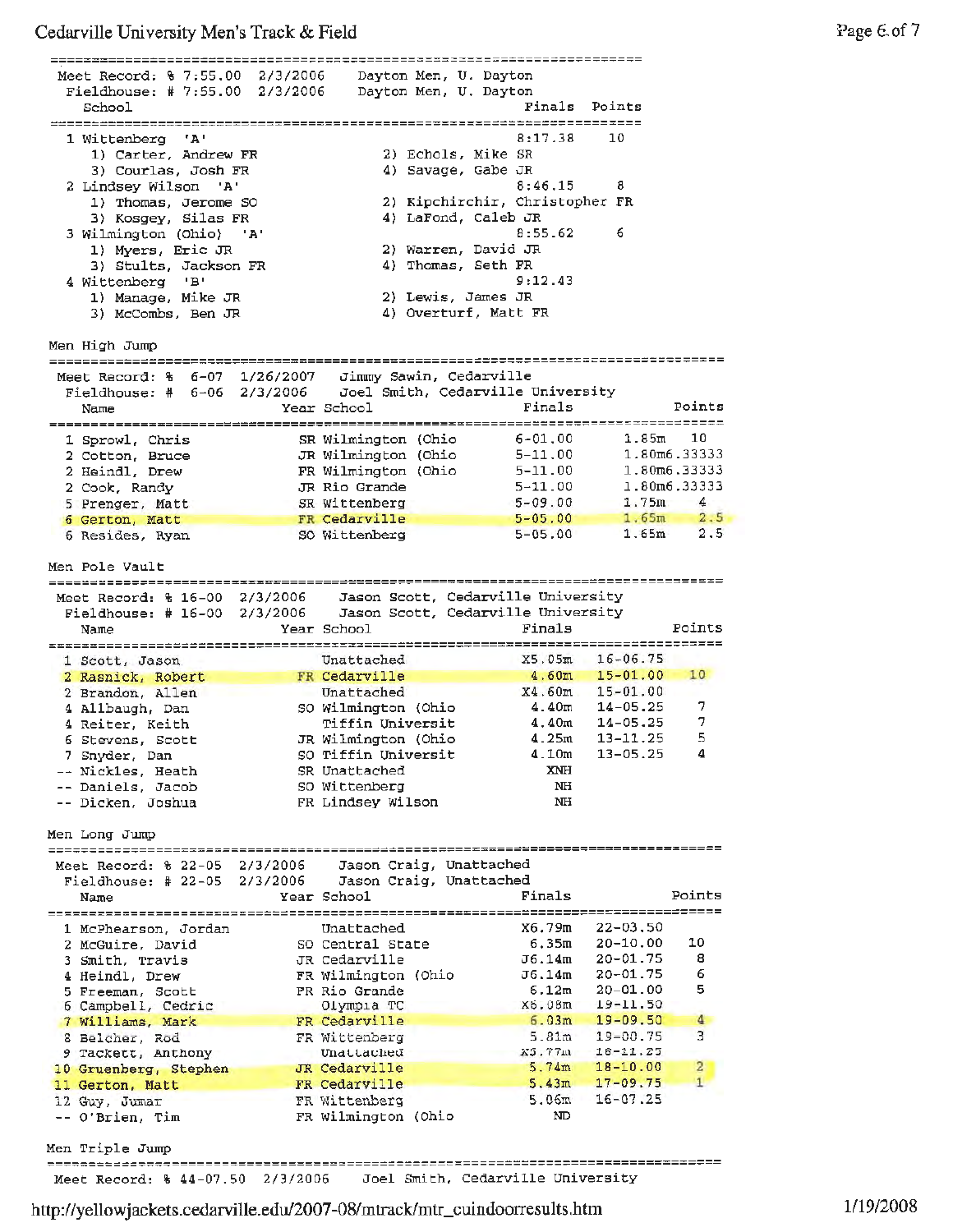| | | | Finals | Points |
|---|---|---|---|---|
| Meet Record: % 7:55.00 2/3/2006 | Dayton Men, U. Dayton | | | |
| Fieldhouse: # 7:55.00 2/3/2006 | Dayton Men, U. Dayton | | | |
| **School** | | | **Finals** | **Points** |
| 1 Wittenberg 'A' | | | 8:17.38 | 10 |
| 1) Carter, Andrew FR | 2) Echols, Mike SR | | | |
| 3) Courlas, Josh FR | 4) Savage, Gabe JR | | | |
| 2 Lindsey Wilson 'A' | | | 8:46.15 | 8 |
| 1) Thomas, Jerome SO | 2) Kipchirchir, Christopher FR | | | |
| 3) Kosgey, Silas FR | 4) LaFond, Caleb JR | | | |
| 3 Wilmington (Ohio) 'A' | | | 8:55.62 | 6 |
| 1) Myers, Eric JR | 2) Warren, David JR | | | |
| 3) Stults, Jackson FR | 4) Thomas, Seth FR | | | |
| 4 Wittenberg 'B' | | | 9:12.43 | |
| 1) Manage, Mike JR | 2) Lewis, James JR | | | |
| 3) McCombs, Ben JR | 4) Overturf, Matt FR | | | |

## Men High Jump

Meet Record: % 6-07 1/26/2007 Jimmy Sawin, Cedarville
Fieldhouse: # 6-06 2/3/2006 Joel Smith, Cedarville University

| Name | Year | School | Finals | | Points |
|---|---|---|---|---|---|
| 1 Sprowl, Chris | SR | Wilmington (Ohio | 6-01.00 | 1.85m | 10 |
| 2 Cotton, Bruce | JR | Wilmington (Ohio | 5-11.00 | 1.80m | 6.33333 |
| 2 Heindl, Drew | FR | Wilmington (Ohio | 5-11.00 | 1.80m | 6.33333 |
| 2 Cook, Randy | JR | Rio Grande | 5-11.00 | 1.80m | 6.33333 |
| 5 Prenger, Matt | SR | Wittenberg | 5-09.00 | 1.75m | 4 |
| 6 Gerton, Matt | FR | Cedarville | 5-05.00 | 1.65m | 2.5 |
| 6 Resides, Ryan | SO | Wittenberg | 5-05.00 | 1.65m | 2.5 |

## Men Pole Vault

Meet Record: % 16-00 2/3/2006 Jason Scott, Cedarville University
Fieldhouse: # 16-00 2/3/2006 Jason Scott, Cedarville University

| Name | Year | School | Finals | | Points |
|---|---|---|---|---|---|
| 1 Scott, Jason | | Unattached | X5.05m | 16-06.75 | |
| 2 Rasnick, Robert | FR | Cedarville | 4.60m | 15-01.00 | 10 |
| 2 Brandon, Allen | | Unattached | X4.60m | 15-01.00 | |
| 4 Allbaugh, Dan | SO | Wilmington (Ohio | 4.40m | 14-05.25 | 7 |
| 4 Reiter, Keith | | Tiffin Universit | 4.40m | 14-05.25 | 7 |
| 6 Stevens, Scott | JR | Wilmington (Ohio | 4.25m | 13-11.25 | 5 |
| 7 Snyder, Dan | SO | Tiffin Universit | 4.10m | 13-05.25 | 4 |
| -- Nickles, Heath | SR | Unattached | XNH | | |
| -- Daniels, Jacob | SO | Wittenberg | NH | | |
| -- Dicken, Joshua | FR | Lindsey Wilson | NH | | |

## Men Long Jump

Meet Record: % 22-05 2/3/2006 Jason Craig, Unattached
Fieldhouse: # 22-05 2/3/2006 Jason Craig, Unattached

| Name | Year | School | Finals | | Points |
|---|---|---|---|---|---|
| 1 McPhearson, Jordan | | Unattached | X6.79m | 22-03.50 | |
| 2 McGuire, David | SO | Central State | 6.35m | 20-10.00 | 10 |
| 3 Smith, Travis | JR | Cedarville | J6.14m | 20-01.75 | 8 |
| 4 Heindl, Drew | FR | Wilmington (Ohio | J6.14m | 20-01.75 | 6 |
| 5 Freeman, Scott | FR | Rio Grande | 6.12m | 20-01.00 | 5 |
| 6 Campbell, Cedric | | Olympia TC | X6.08m | 19-11.50 | |
| 7 Williams, Mark | FR | Cedarville | 6.03m | 19-09.50 | 4 |
| 8 Belcher, Rod | FR | Wittenberg | 5.81m | 19-00.75 | 3 |
| 9 Tackett, Anthony | | Unattached | X5.77m | 18-11.25 | |
| 10 Gruenberg, Stephen | JR | Cedarville | 5.74m | 18-10.00 | 2 |
| 11 Gerton, Matt | FR | Cedarville | 5.43m | 17-09.75 | 1 |
| 12 Guy, Jumar | FR | Wittenberg | 5.06m | 16-07.25 | |
| -- O'Brien, Tim | FR | Wilmington (Ohio | ND | | |

## Men Triple Jump

Meet Record: % 44-07.50 2/3/2006 Joel Smith, Cedarville University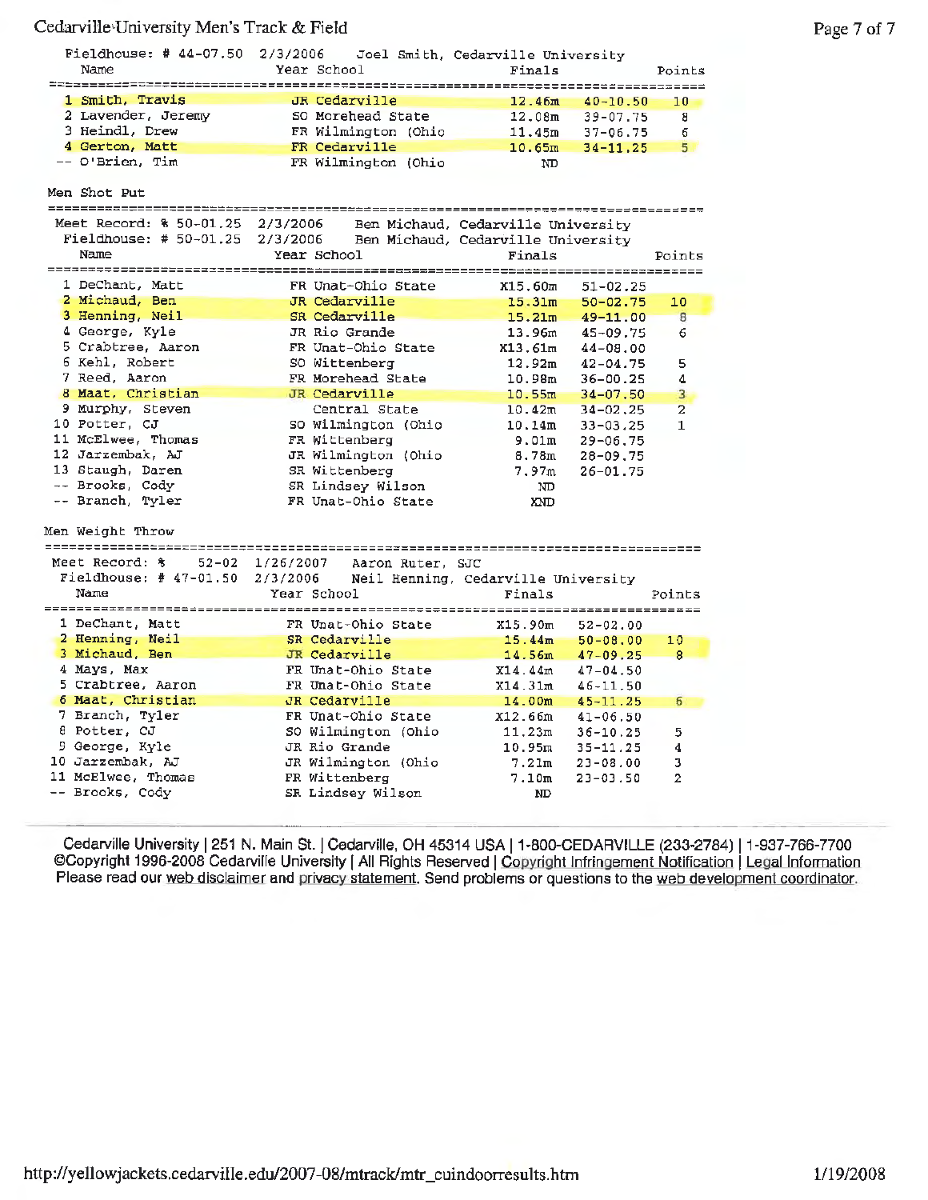Fieldhouse: # 44-07.50 2/3/2006 Joel Smith, Cedarville University

| Name | Year School | Finals | | Points |
|---|---|---|---|---|
| 1 Smith, Travis | JR Cedarville | 12.46m | 40-10.50 | 10 |
| 2 Lavender, Jeremy | SO Morehead State | 12.08m | 39-07.75 | 8 |
| 3 Heindl, Drew | FR Wilmington (Ohio | 11.45m | 37-06.75 | 6 |
| 4 Gerton, Matt | FR Cedarville | 10.65m | 34-11.25 | 5 |
| -- O'Brien, Tim | FR Wilmington (Ohio | ND | | |

## Men Shot Put

Meet Record: % 50-01.25 2/3/2006 Ben Michaud, Cedarville University
Fieldhouse: # 50-01.25 2/3/2006 Ben Michaud, Cedarville University

| Name | Year School | Finals | | Points |
|---|---|---|---|---|
| 1 DeChant, Matt | FR Unat-Ohio State | X15.60m | 51-02.25 | |
| 2 Michaud, Ben | JR Cedarville | 15.31m | 50-02.75 | 10 |
| 3 Henning, Neil | SR Cedarville | 15.21m | 49-11.00 | 8 |
| 4 George, Kyle | JR Rio Grande | 13.96m | 45-09.75 | 6 |
| 5 Crabtree, Aaron | FR Unat-Ohio State | X13.61m | 44-08.00 | |
| 6 Kehl, Robert | SO Wittenberg | 12.92m | 42-04.75 | 5 |
| 7 Reed, Aaron | FR Morehead State | 10.98m | 36-00.25 | 4 |
| 8 Maat, Christian | JR Cedarville | 10.55m | 34-07.50 | 3 |
| 9 Murphy, Steven | Central State | 10.42m | 34-02.25 | 2 |
| 10 Potter, CJ | SO Wilmington (Ohio | 10.14m | 33-03.25 | 1 |
| 11 McElwee, Thomas | FR Wittenberg | 9.01m | 29-06.75 | |
| 12 Jarzembak, AJ | JR Wilmington (Ohio | 8.78m | 28-09.75 | |
| 13 Staugh, Daren | SR Wittenberg | 7.97m | 26-01.75 | |
| -- Brooks, Cody | SR Lindsey Wilson | ND | | |
| -- Branch, Tyler | FR Unat-Ohio State | XND | | |

## Men Weight Throw

Meet Record: % 52-02 1/26/2007 Aaron Ruter, SJC
Fieldhouse: # 47-01.50 2/3/2006 Neil Henning, Cedarville University

| Name | Year School | Finals | | Points |
|---|---|---|---|---|
| 1 DeChant, Matt | FR Unat-Ohio State | X15.90m | 52-02.00 | |
| 2 Henning, Neil | SR Cedarville | 15.44m | 50-08.00 | 10 |
| 3 Michaud, Ben | JR Cedarville | 14.56m | 47-09.25 | 8 |
| 4 Mays, Max | FR Unat-Ohio State | X14.44m | 47-04.50 | |
| 5 Crabtree, Aaron | FR Unat-Ohio State | X14.31m | 46-11.50 | |
| 6 Maat, Christian | JR Cedarville | 14.00m | 45-11.25 | 6 |
| 7 Branch, Tyler | FR Unat-Ohio State | X12.66m | 41-06.50 | |
| 8 Potter, CJ | SO Wilmington (Ohio | 11.23m | 36-10.25 | 5 |
| 9 George, Kyle | JR Rio Grande | 10.95m | 35-11.25 | 4 |
| 10 Jarzembak, AJ | JR Wilmington (Ohio | 7.21m | 23-08.00 | 3 |
| 11 McElwee, Thomas | FR Wittenberg | 7.10m | 23-03.50 | 2 |
| -- Brooks, Cody | SR Lindsey Wilson | ND | | |

Cedarville University | 251 N. Main St. | Cedarville, OH 45314 USA | 1-800-CEDARVILLE (233-2784) | 1-937-766-7700
©Copyright 1996-2008 Cedarville University | All Rights Reserved | Copyright Infringement Notification | Legal Information
Please read our web disclaimer and privacy statement. Send problems or questions to the web development coordinator.